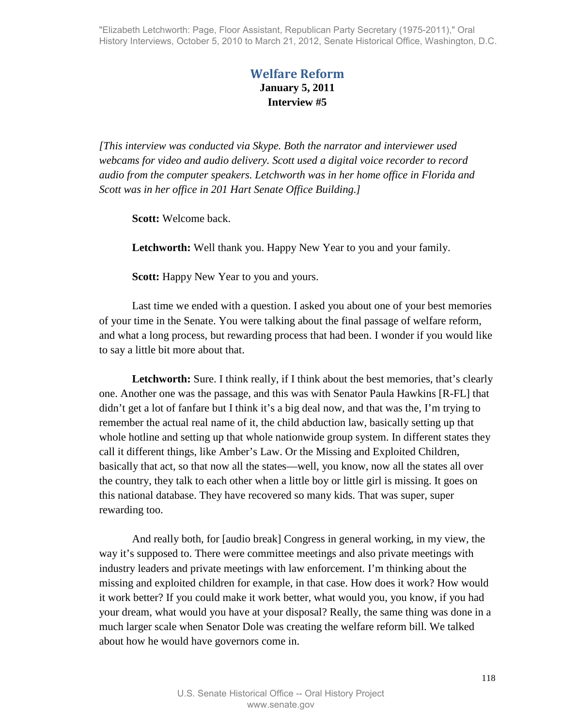## Welfare Reform

**January 5, 2011**
**Interview #5**

*[This interview was conducted via Skype. Both the narrator and interviewer used webcams for video and audio delivery. Scott used a digital voice recorder to record audio from the computer speakers. Letchworth was in her home office in Florida and Scott was in her office in 201 Hart Senate Office Building.]*

**Scott:** Welcome back.

**Letchworth:** Well thank you. Happy New Year to you and your family.

**Scott:** Happy New Year to you and yours.

Last time we ended with a question. I asked you about one of your best memories of your time in the Senate. You were talking about the final passage of welfare reform, and what a long process, but rewarding process that had been. I wonder if you would like to say a little bit more about that.

**Letchworth:** Sure. I think really, if I think about the best memories, that's clearly one. Another one was the passage, and this was with Senator Paula Hawkins [R-FL] that didn't get a lot of fanfare but I think it's a big deal now, and that was the, I'm trying to remember the actual real name of it, the child abduction law, basically setting up that whole hotline and setting up that whole nationwide group system. In different states they call it different things, like Amber's Law. Or the Missing and Exploited Children, basically that act, so that now all the states—well, you know, now all the states all over the country, they talk to each other when a little boy or little girl is missing. It goes on this national database. They have recovered so many kids. That was super, super rewarding too.

And really both, for [audio break] Congress in general working, in my view, the way it's supposed to. There were committee meetings and also private meetings with industry leaders and private meetings with law enforcement. I'm thinking about the missing and exploited children for example, in that case. How does it work? How would it work better? If you could make it work better, what would you, you know, if you had your dream, what would you have at your disposal? Really, the same thing was done in a much larger scale when Senator Dole was creating the welfare reform bill. We talked about how he would have governors come in.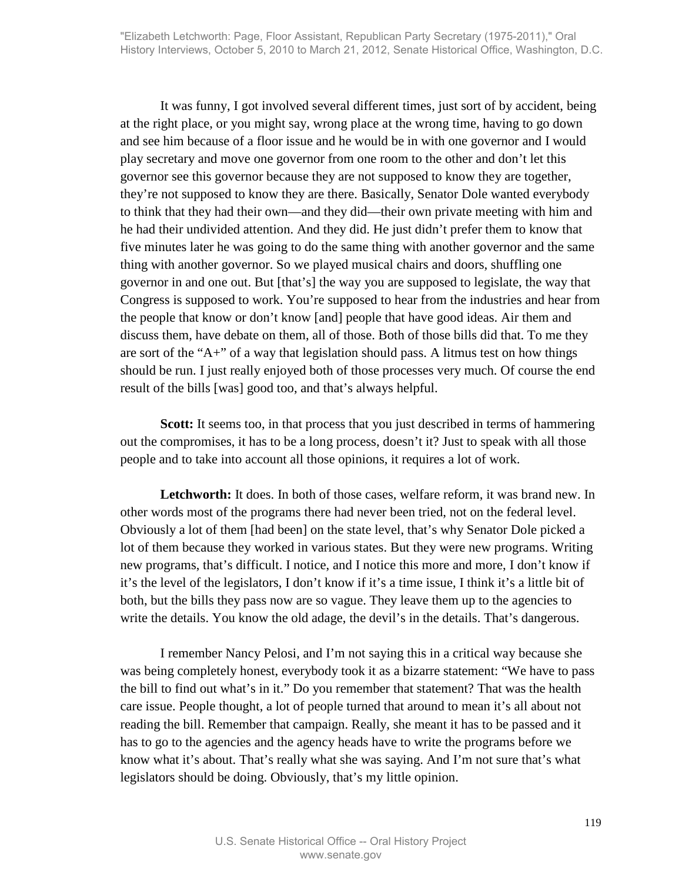It was funny, I got involved several different times, just sort of by accident, being at the right place, or you might say, wrong place at the wrong time, having to go down and see him because of a floor issue and he would be in with one governor and I would play secretary and move one governor from one room to the other and don't let this governor see this governor because they are not supposed to know they are together, they're not supposed to know they are there. Basically, Senator Dole wanted everybody to think that they had their own—and they did—their own private meeting with him and he had their undivided attention. And they did. He just didn't prefer them to know that five minutes later he was going to do the same thing with another governor and the same thing with another governor. So we played musical chairs and doors, shuffling one governor in and one out. But [that's] the way you are supposed to legislate, the way that Congress is supposed to work. You're supposed to hear from the industries and hear from the people that know or don't know [and] people that have good ideas. Air them and discuss them, have debate on them, all of those. Both of those bills did that. To me they are sort of the "A+" of a way that legislation should pass. A litmus test on how things should be run. I just really enjoyed both of those processes very much. Of course the end result of the bills [was] good too, and that's always helpful.

**Scott:** It seems too, in that process that you just described in terms of hammering out the compromises, it has to be a long process, doesn't it? Just to speak with all those people and to take into account all those opinions, it requires a lot of work.

**Letchworth:** It does. In both of those cases, welfare reform, it was brand new. In other words most of the programs there had never been tried, not on the federal level. Obviously a lot of them [had been] on the state level, that's why Senator Dole picked a lot of them because they worked in various states. But they were new programs. Writing new programs, that's difficult. I notice, and I notice this more and more, I don't know if it's the level of the legislators, I don't know if it's a time issue, I think it's a little bit of both, but the bills they pass now are so vague. They leave them up to the agencies to write the details. You know the old adage, the devil's in the details. That's dangerous.

I remember Nancy Pelosi, and I'm not saying this in a critical way because she was being completely honest, everybody took it as a bizarre statement: "We have to pass the bill to find out what's in it." Do you remember that statement? That was the health care issue. People thought, a lot of people turned that around to mean it's all about not reading the bill. Remember that campaign. Really, she meant it has to be passed and it has to go to the agencies and the agency heads have to write the programs before we know what it's about. That's really what she was saying. And I'm not sure that's what legislators should be doing. Obviously, that's my little opinion.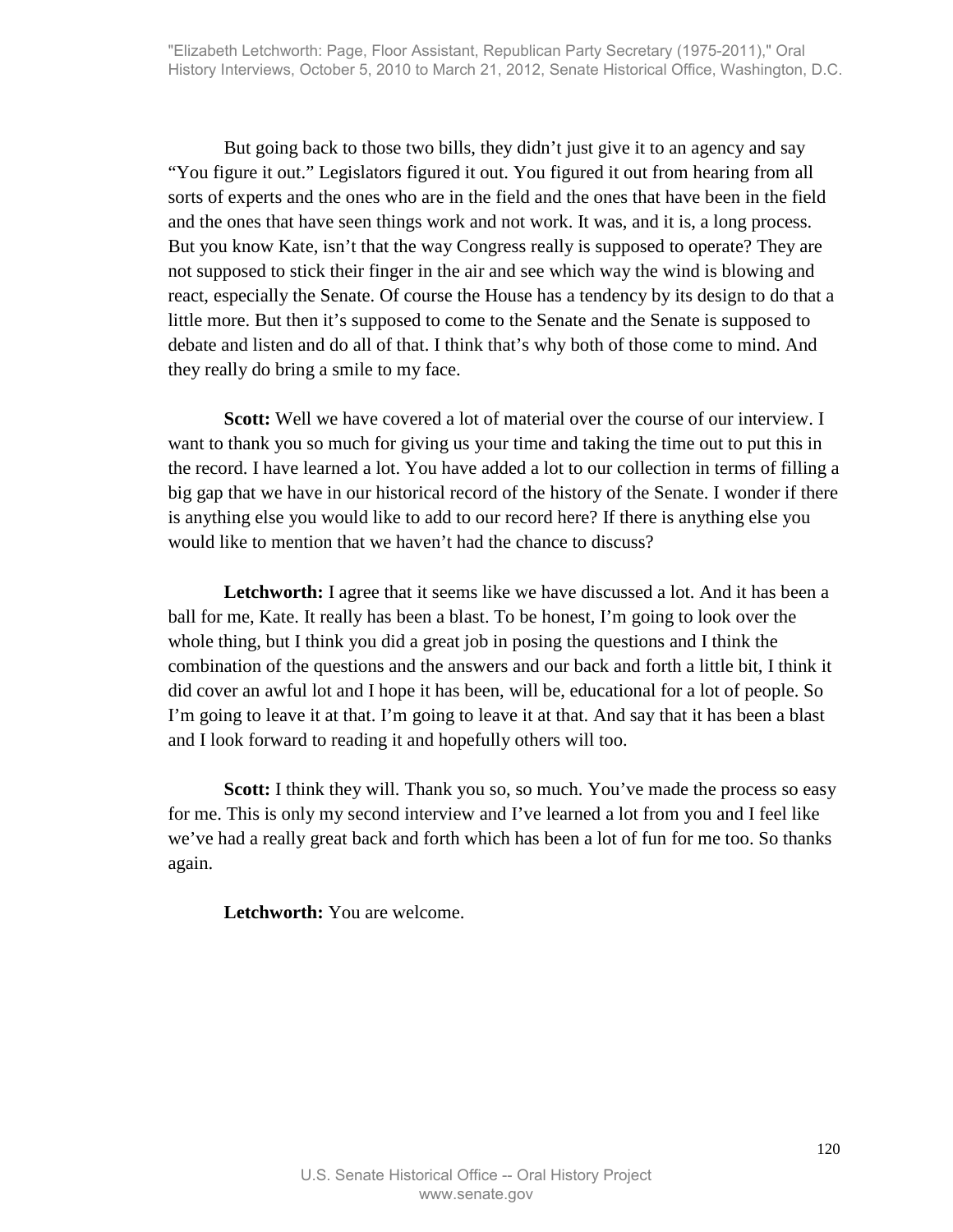But going back to those two bills, they didn't just give it to an agency and say "You figure it out." Legislators figured it out. You figured it out from hearing from all sorts of experts and the ones who are in the field and the ones that have been in the field and the ones that have seen things work and not work. It was, and it is, a long process. But you know Kate, isn't that the way Congress really is supposed to operate? They are not supposed to stick their finger in the air and see which way the wind is blowing and react, especially the Senate. Of course the House has a tendency by its design to do that a little more. But then it's supposed to come to the Senate and the Senate is supposed to debate and listen and do all of that. I think that's why both of those come to mind. And they really do bring a smile to my face.

**Scott:** Well we have covered a lot of material over the course of our interview. I want to thank you so much for giving us your time and taking the time out to put this in the record. I have learned a lot. You have added a lot to our collection in terms of filling a big gap that we have in our historical record of the history of the Senate. I wonder if there is anything else you would like to add to our record here? If there is anything else you would like to mention that we haven't had the chance to discuss?

**Letchworth:** I agree that it seems like we have discussed a lot. And it has been a ball for me, Kate. It really has been a blast. To be honest, I'm going to look over the whole thing, but I think you did a great job in posing the questions and I think the combination of the questions and the answers and our back and forth a little bit, I think it did cover an awful lot and I hope it has been, will be, educational for a lot of people. So I'm going to leave it at that. I'm going to leave it at that. And say that it has been a blast and I look forward to reading it and hopefully others will too.

**Scott:** I think they will. Thank you so, so much. You've made the process so easy for me. This is only my second interview and I've learned a lot from you and I feel like we've had a really great back and forth which has been a lot of fun for me too. So thanks again.

**Letchworth:** You are welcome.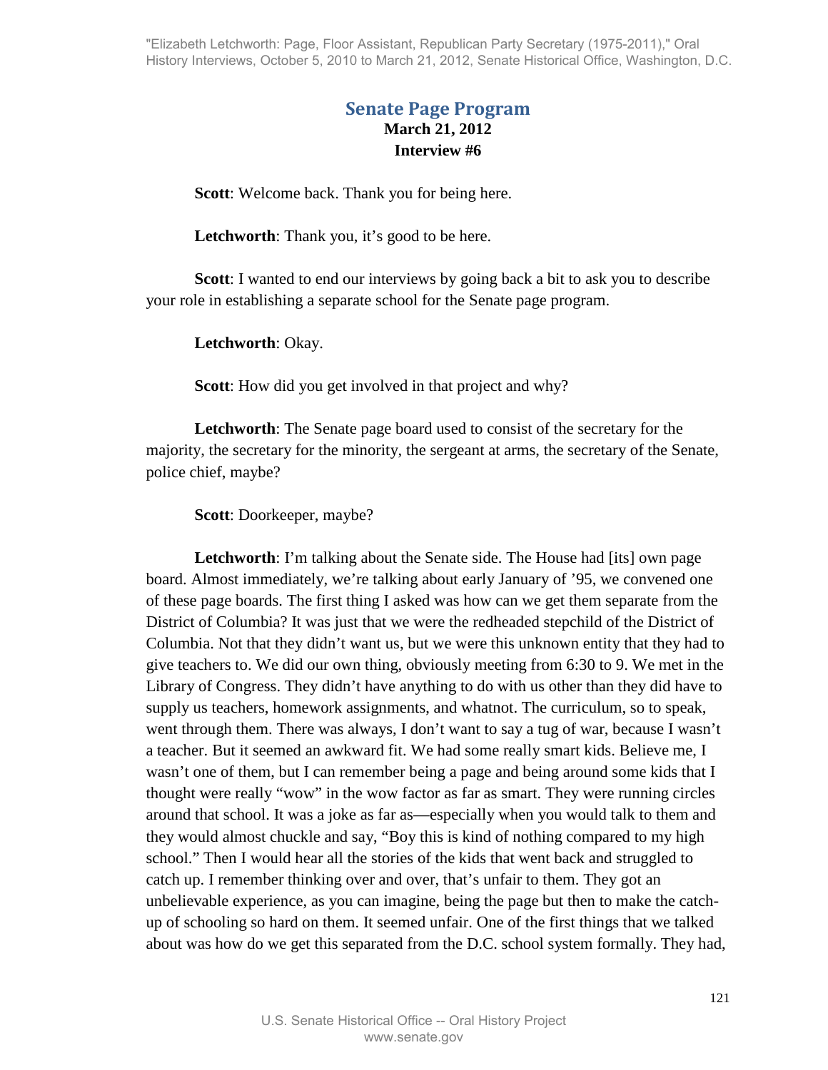## Senate Page Program

**March 21, 2012**
**Interview #6**

**Scott**: Welcome back. Thank you for being here.

**Letchworth**: Thank you, it's good to be here.

**Scott**: I wanted to end our interviews by going back a bit to ask you to describe your role in establishing a separate school for the Senate page program.

**Letchworth**: Okay.

**Scott**: How did you get involved in that project and why?

**Letchworth**: The Senate page board used to consist of the secretary for the majority, the secretary for the minority, the sergeant at arms, the secretary of the Senate, police chief, maybe?

**Scott**: Doorkeeper, maybe?

**Letchworth**: I'm talking about the Senate side. The House had [its] own page board. Almost immediately, we're talking about early January of '95, we convened one of these page boards. The first thing I asked was how can we get them separate from the District of Columbia? It was just that we were the redheaded stepchild of the District of Columbia. Not that they didn't want us, but we were this unknown entity that they had to give teachers to. We did our own thing, obviously meeting from 6:30 to 9. We met in the Library of Congress. They didn't have anything to do with us other than they did have to supply us teachers, homework assignments, and whatnot. The curriculum, so to speak, went through them. There was always, I don't want to say a tug of war, because I wasn't a teacher. But it seemed an awkward fit. We had some really smart kids. Believe me, I wasn't one of them, but I can remember being a page and being around some kids that I thought were really "wow" in the wow factor as far as smart. They were running circles around that school. It was a joke as far as—especially when you would talk to them and they would almost chuckle and say, "Boy this is kind of nothing compared to my high school." Then I would hear all the stories of the kids that went back and struggled to catch up. I remember thinking over and over, that's unfair to them. They got an unbelievable experience, as you can imagine, being the page but then to make the catch-up of schooling so hard on them. It seemed unfair. One of the first things that we talked about was how do we get this separated from the D.C. school system formally. They had,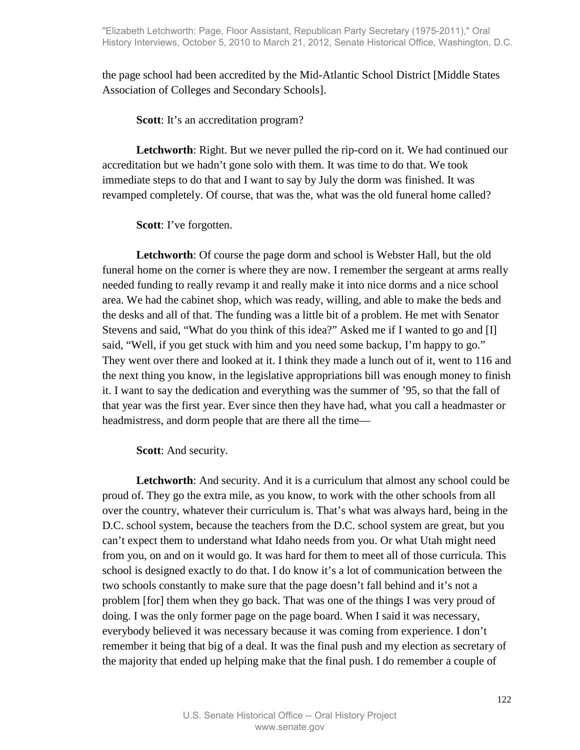the page school had been accredited by the Mid-Atlantic School District [Middle States Association of Colleges and Secondary Schools].

**Scott**: It's an accreditation program?

**Letchworth**: Right. But we never pulled the rip-cord on it. We had continued our accreditation but we hadn't gone solo with them. It was time to do that. We took immediate steps to do that and I want to say by July the dorm was finished. It was revamped completely. Of course, that was the, what was the old funeral home called?

**Scott**: I've forgotten.

**Letchworth**: Of course the page dorm and school is Webster Hall, but the old funeral home on the corner is where they are now. I remember the sergeant at arms really needed funding to really revamp it and really make it into nice dorms and a nice school area. We had the cabinet shop, which was ready, willing, and able to make the beds and the desks and all of that. The funding was a little bit of a problem. He met with Senator Stevens and said, "What do you think of this idea?" Asked me if I wanted to go and [I] said, "Well, if you get stuck with him and you need some backup, I'm happy to go." They went over there and looked at it. I think they made a lunch out of it, went to 116 and the next thing you know, in the legislative appropriations bill was enough money to finish it. I want to say the dedication and everything was the summer of '95, so that the fall of that year was the first year. Ever since then they have had, what you call a headmaster or headmistress, and dorm people that are there all the time—

**Scott**: And security.

**Letchworth**: And security. And it is a curriculum that almost any school could be proud of. They go the extra mile, as you know, to work with the other schools from all over the country, whatever their curriculum is. That's what was always hard, being in the D.C. school system, because the teachers from the D.C. school system are great, but you can't expect them to understand what Idaho needs from you. Or what Utah might need from you, on and on it would go. It was hard for them to meet all of those curricula. This school is designed exactly to do that. I do know it's a lot of communication between the two schools constantly to make sure that the page doesn't fall behind and it's not a problem [for] them when they go back. That was one of the things I was very proud of doing. I was the only former page on the page board. When I said it was necessary, everybody believed it was necessary because it was coming from experience. I don't remember it being that big of a deal. It was the final push and my election as secretary of the majority that ended up helping make that the final push. I do remember a couple of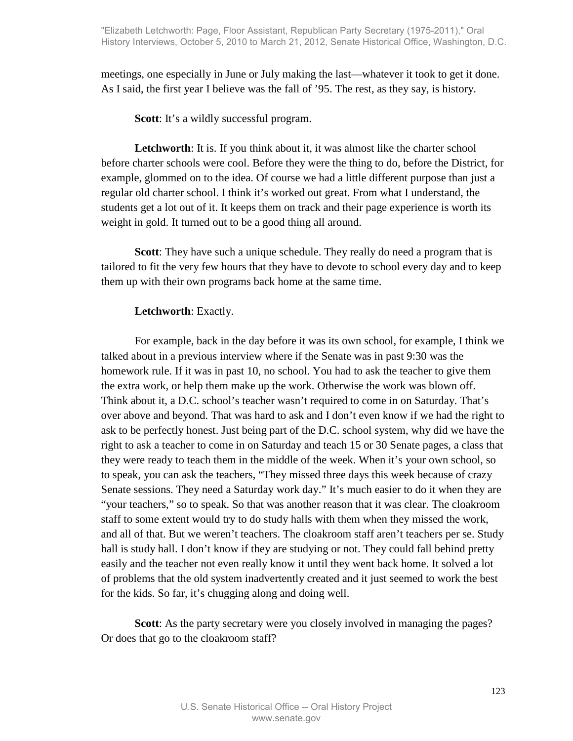meetings, one especially in June or July making the last—whatever it took to get it done. As I said, the first year I believe was the fall of ’95. The rest, as they say, is history.

**Scott**: It’s a wildly successful program.

**Letchworth**: It is. If you think about it, it was almost like the charter school before charter schools were cool. Before they were the thing to do, before the District, for example, glommed on to the idea. Of course we had a little different purpose than just a regular old charter school. I think it’s worked out great. From what I understand, the students get a lot out of it. It keeps them on track and their page experience is worth its weight in gold. It turned out to be a good thing all around.

**Scott**: They have such a unique schedule. They really do need a program that is tailored to fit the very few hours that they have to devote to school every day and to keep them up with their own programs back home at the same time.

**Letchworth**: Exactly.

For example, back in the day before it was its own school, for example, I think we talked about in a previous interview where if the Senate was in past 9:30 was the homework rule. If it was in past 10, no school. You had to ask the teacher to give them the extra work, or help them make up the work. Otherwise the work was blown off. Think about it, a D.C. school’s teacher wasn’t required to come in on Saturday. That’s over above and beyond. That was hard to ask and I don’t even know if we had the right to ask to be perfectly honest. Just being part of the D.C. school system, why did we have the right to ask a teacher to come in on Saturday and teach 15 or 30 Senate pages, a class that they were ready to teach them in the middle of the week. When it’s your own school, so to speak, you can ask the teachers, “They missed three days this week because of crazy Senate sessions. They need a Saturday work day.” It’s much easier to do it when they are “your teachers,” so to speak. So that was another reason that it was clear. The cloakroom staff to some extent would try to do study halls with them when they missed the work, and all of that. But we weren’t teachers. The cloakroom staff aren’t teachers per se. Study hall is study hall. I don’t know if they are studying or not. They could fall behind pretty easily and the teacher not even really know it until they went back home. It solved a lot of problems that the old system inadvertently created and it just seemed to work the best for the kids. So far, it’s chugging along and doing well.

**Scott**: As the party secretary were you closely involved in managing the pages? Or does that go to the cloakroom staff?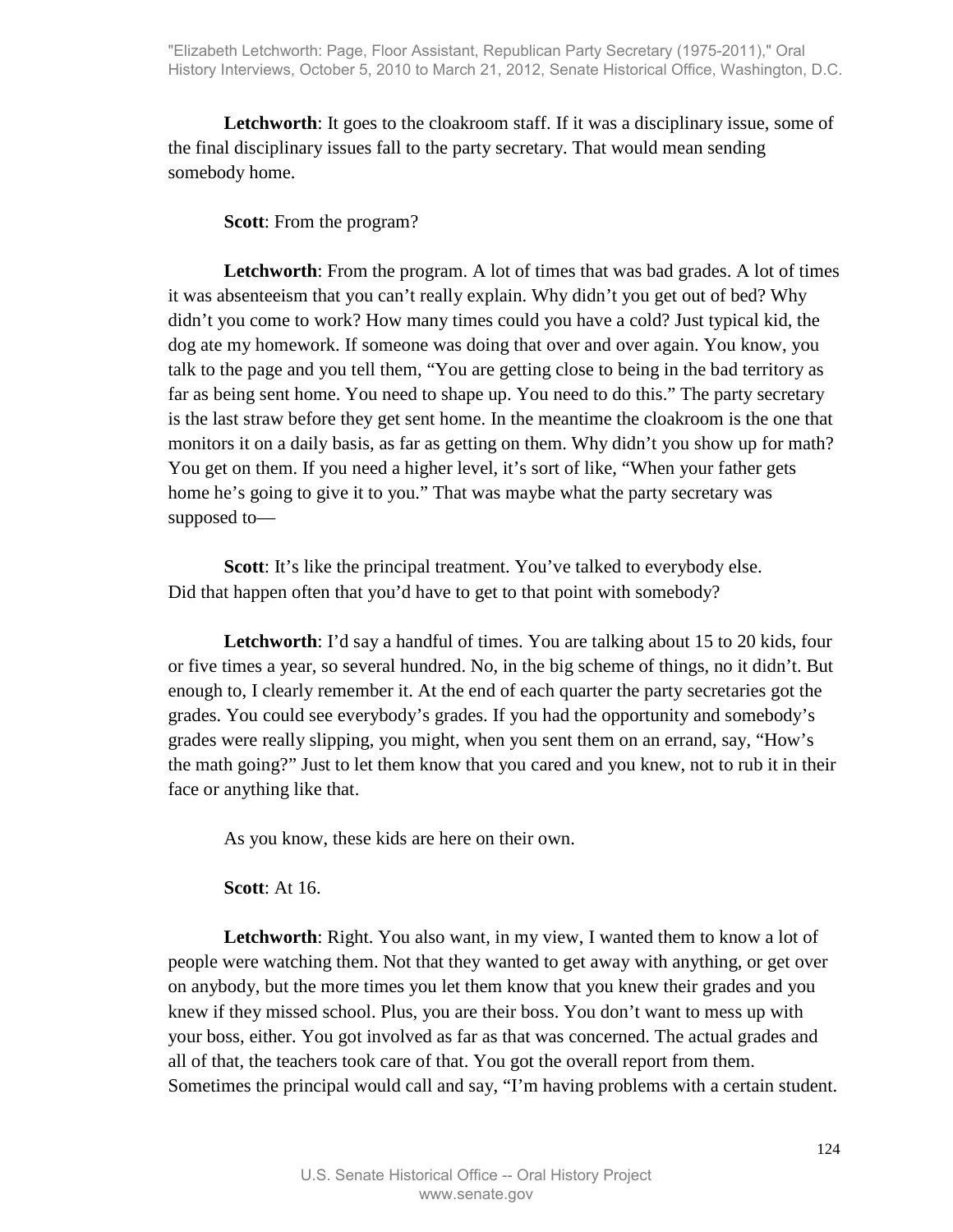**Letchworth**: It goes to the cloakroom staff. If it was a disciplinary issue, some of the final disciplinary issues fall to the party secretary. That would mean sending somebody home.

**Scott**: From the program?

**Letchworth**: From the program. A lot of times that was bad grades. A lot of times it was absenteeism that you can't really explain. Why didn't you get out of bed? Why didn't you come to work? How many times could you have a cold? Just typical kid, the dog ate my homework. If someone was doing that over and over again. You know, you talk to the page and you tell them, "You are getting close to being in the bad territory as far as being sent home. You need to shape up. You need to do this." The party secretary is the last straw before they get sent home. In the meantime the cloakroom is the one that monitors it on a daily basis, as far as getting on them. Why didn't you show up for math? You get on them. If you need a higher level, it's sort of like, "When your father gets home he's going to give it to you." That was maybe what the party secretary was supposed to—

**Scott**: It's like the principal treatment. You've talked to everybody else. Did that happen often that you'd have to get to that point with somebody?

**Letchworth**: I'd say a handful of times. You are talking about 15 to 20 kids, four or five times a year, so several hundred. No, in the big scheme of things, no it didn't. But enough to, I clearly remember it. At the end of each quarter the party secretaries got the grades. You could see everybody's grades. If you had the opportunity and somebody's grades were really slipping, you might, when you sent them on an errand, say, "How's the math going?" Just to let them know that you cared and you knew, not to rub it in their face or anything like that.

As you know, these kids are here on their own.

**Scott**: At 16.

**Letchworth**: Right. You also want, in my view, I wanted them to know a lot of people were watching them. Not that they wanted to get away with anything, or get over on anybody, but the more times you let them know that you knew their grades and you knew if they missed school. Plus, you are their boss. You don't want to mess up with your boss, either. You got involved as far as that was concerned. The actual grades and all of that, the teachers took care of that. You got the overall report from them. Sometimes the principal would call and say, "I'm having problems with a certain student.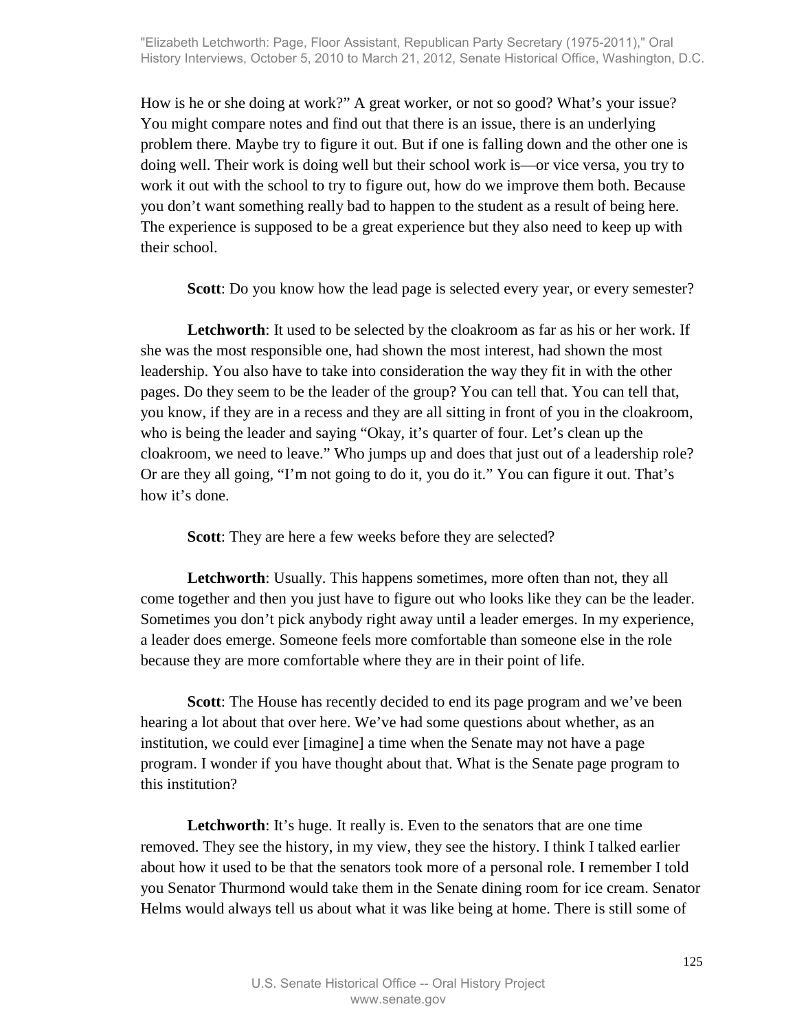How is he or she doing at work?" A great worker, or not so good? What's your issue? You might compare notes and find out that there is an issue, there is an underlying problem there. Maybe try to figure it out. But if one is falling down and the other one is doing well. Their work is doing well but their school work is—or vice versa, you try to work it out with the school to try to figure out, how do we improve them both. Because you don't want something really bad to happen to the student as a result of being here. The experience is supposed to be a great experience but they also need to keep up with their school.

**Scott**: Do you know how the lead page is selected every year, or every semester?

**Letchworth**: It used to be selected by the cloakroom as far as his or her work. If she was the most responsible one, had shown the most interest, had shown the most leadership. You also have to take into consideration the way they fit in with the other pages. Do they seem to be the leader of the group? You can tell that. You can tell that, you know, if they are in a recess and they are all sitting in front of you in the cloakroom, who is being the leader and saying "Okay, it's quarter of four. Let's clean up the cloakroom, we need to leave." Who jumps up and does that just out of a leadership role? Or are they all going, "I'm not going to do it, you do it." You can figure it out. That's how it's done.

**Scott**: They are here a few weeks before they are selected?

**Letchworth**: Usually. This happens sometimes, more often than not, they all come together and then you just have to figure out who looks like they can be the leader. Sometimes you don't pick anybody right away until a leader emerges. In my experience, a leader does emerge. Someone feels more comfortable than someone else in the role because they are more comfortable where they are in their point of life.

**Scott**: The House has recently decided to end its page program and we've been hearing a lot about that over here. We've had some questions about whether, as an institution, we could ever [imagine] a time when the Senate may not have a page program. I wonder if you have thought about that. What is the Senate page program to this institution?

**Letchworth**: It's huge. It really is. Even to the senators that are one time removed. They see the history, in my view, they see the history. I think I talked earlier about how it used to be that the senators took more of a personal role. I remember I told you Senator Thurmond would take them in the Senate dining room for ice cream. Senator Helms would always tell us about what it was like being at home. There is still some of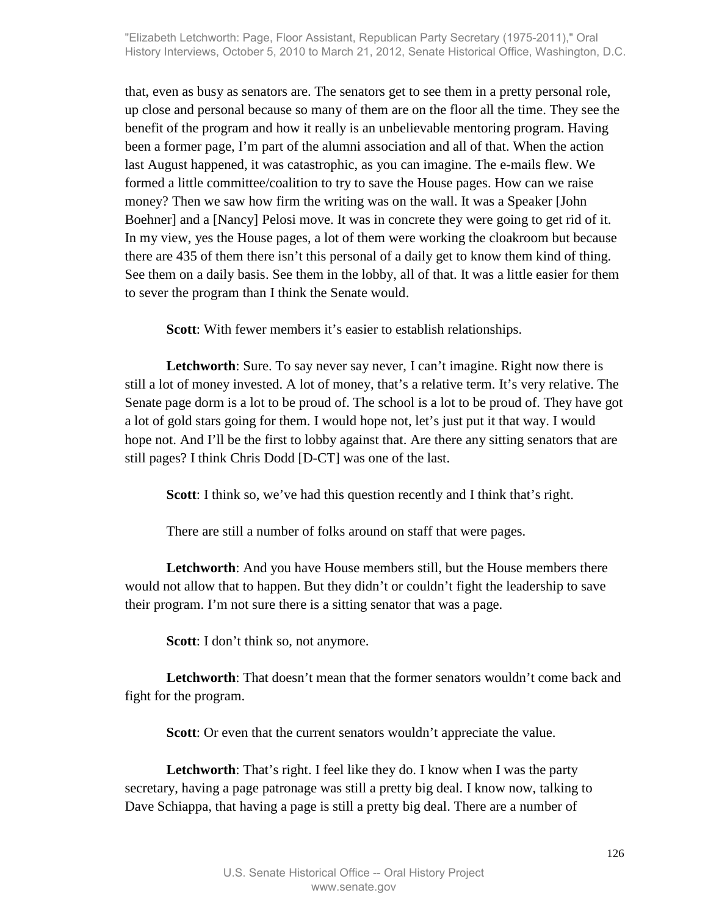that, even as busy as senators are. The senators get to see them in a pretty personal role, up close and personal because so many of them are on the floor all the time. They see the benefit of the program and how it really is an unbelievable mentoring program. Having been a former page, I'm part of the alumni association and all of that. When the action last August happened, it was catastrophic, as you can imagine. The e-mails flew. We formed a little committee/coalition to try to save the House pages. How can we raise money? Then we saw how firm the writing was on the wall. It was a Speaker [John Boehner] and a [Nancy] Pelosi move. It was in concrete they were going to get rid of it. In my view, yes the House pages, a lot of them were working the cloakroom but because there are 435 of them there isn't this personal of a daily get to know them kind of thing. See them on a daily basis. See them in the lobby, all of that. It was a little easier for them to sever the program than I think the Senate would.

**Scott**: With fewer members it's easier to establish relationships.

**Letchworth**: Sure. To say never say never, I can't imagine. Right now there is still a lot of money invested. A lot of money, that's a relative term. It's very relative. The Senate page dorm is a lot to be proud of. The school is a lot to be proud of. They have got a lot of gold stars going for them. I would hope not, let's just put it that way. I would hope not. And I'll be the first to lobby against that. Are there any sitting senators that are still pages? I think Chris Dodd [D-CT] was one of the last.

**Scott**: I think so, we've had this question recently and I think that's right.

There are still a number of folks around on staff that were pages.

**Letchworth**: And you have House members still, but the House members there would not allow that to happen. But they didn't or couldn't fight the leadership to save their program. I'm not sure there is a sitting senator that was a page.

**Scott**: I don't think so, not anymore.

**Letchworth**: That doesn't mean that the former senators wouldn't come back and fight for the program.

**Scott**: Or even that the current senators wouldn't appreciate the value.

**Letchworth**: That's right. I feel like they do. I know when I was the party secretary, having a page patronage was still a pretty big deal. I know now, talking to Dave Schiappa, that having a page is still a pretty big deal. There are a number of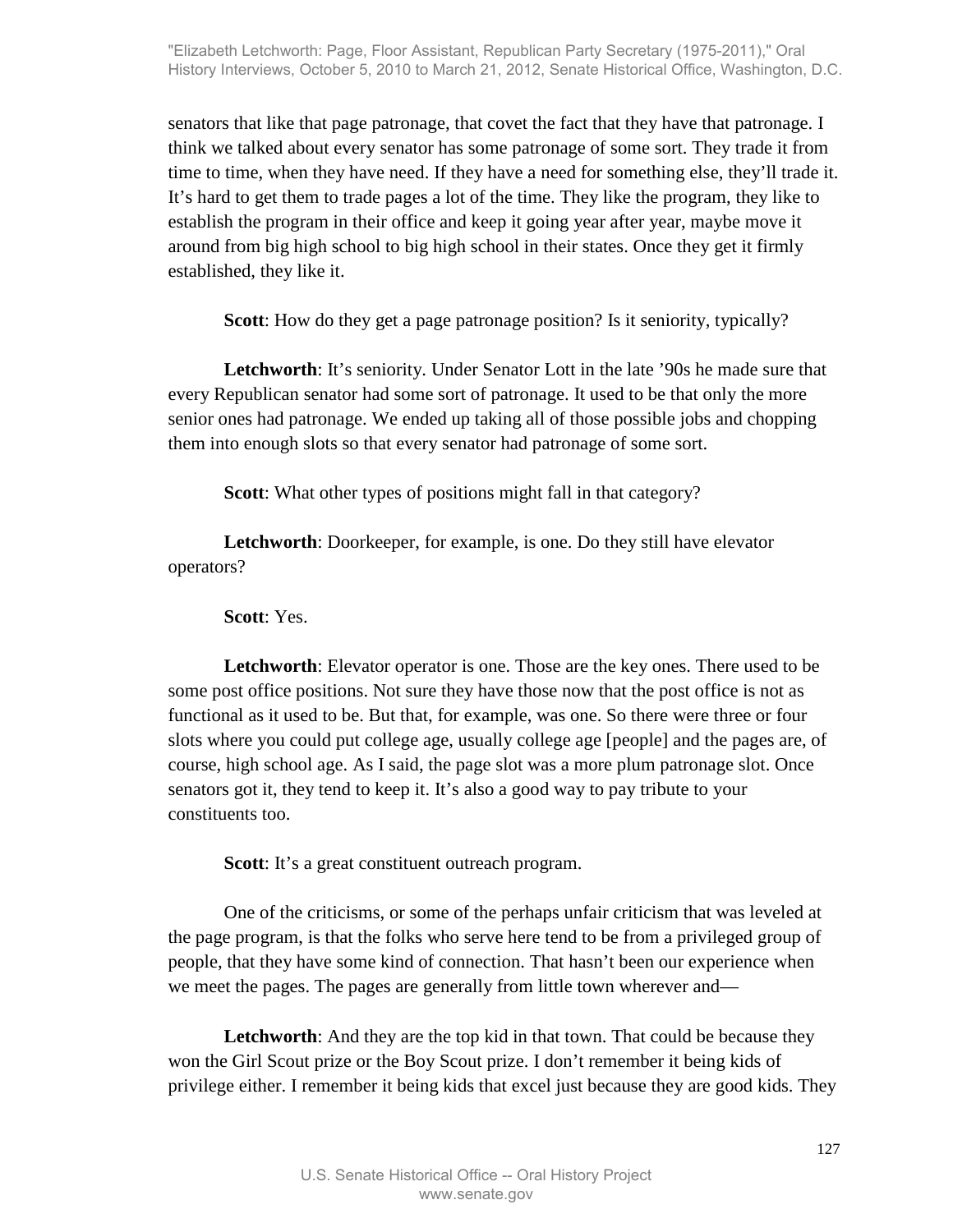senators that like that page patronage, that covet the fact that they have that patronage. I think we talked about every senator has some patronage of some sort. They trade it from time to time, when they have need. If they have a need for something else, they'll trade it. It's hard to get them to trade pages a lot of the time. They like the program, they like to establish the program in their office and keep it going year after year, maybe move it around from big high school to big high school in their states. Once they get it firmly established, they like it.

**Scott**: How do they get a page patronage position? Is it seniority, typically?

**Letchworth**: It's seniority. Under Senator Lott in the late '90s he made sure that every Republican senator had some sort of patronage. It used to be that only the more senior ones had patronage. We ended up taking all of those possible jobs and chopping them into enough slots so that every senator had patronage of some sort.

**Scott**: What other types of positions might fall in that category?

**Letchworth**: Doorkeeper, for example, is one. Do they still have elevator operators?

**Scott**: Yes.

**Letchworth**: Elevator operator is one. Those are the key ones. There used to be some post office positions. Not sure they have those now that the post office is not as functional as it used to be. But that, for example, was one. So there were three or four slots where you could put college age, usually college age [people] and the pages are, of course, high school age. As I said, the page slot was a more plum patronage slot. Once senators got it, they tend to keep it. It's also a good way to pay tribute to your constituents too.

**Scott**: It's a great constituent outreach program.

One of the criticisms, or some of the perhaps unfair criticism that was leveled at the page program, is that the folks who serve here tend to be from a privileged group of people, that they have some kind of connection. That hasn't been our experience when we meet the pages. The pages are generally from little town wherever and—

**Letchworth**: And they are the top kid in that town. That could be because they won the Girl Scout prize or the Boy Scout prize. I don't remember it being kids of privilege either. I remember it being kids that excel just because they are good kids. They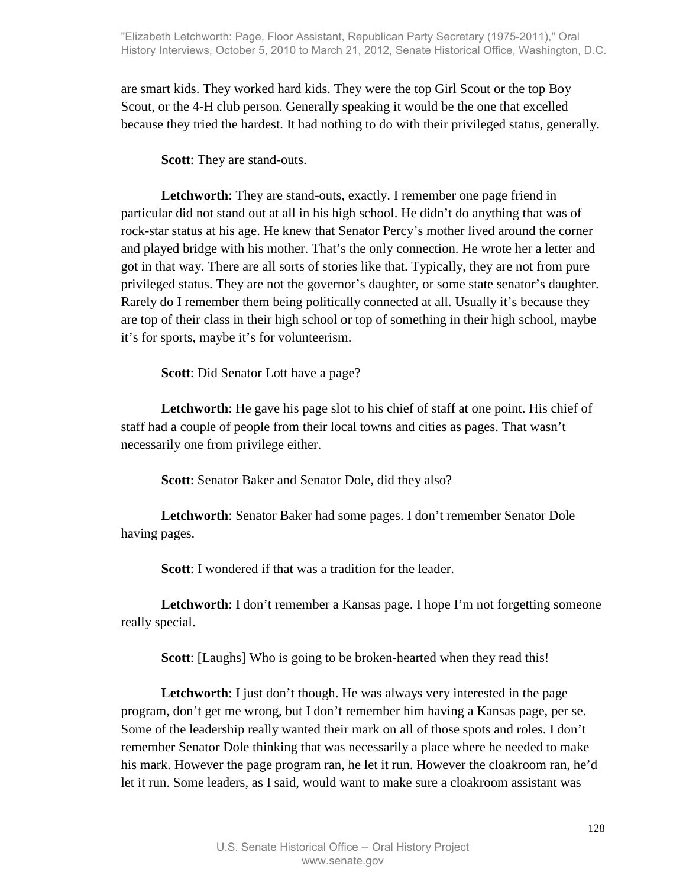are smart kids. They worked hard kids. They were the top Girl Scout or the top Boy Scout, or the 4-H club person. Generally speaking it would be the one that excelled because they tried the hardest. It had nothing to do with their privileged status, generally.

**Scott**: They are stand-outs.

**Letchworth**: They are stand-outs, exactly. I remember one page friend in particular did not stand out at all in his high school. He didn't do anything that was of rock-star status at his age. He knew that Senator Percy's mother lived around the corner and played bridge with his mother. That's the only connection. He wrote her a letter and got in that way. There are all sorts of stories like that. Typically, they are not from pure privileged status. They are not the governor's daughter, or some state senator's daughter. Rarely do I remember them being politically connected at all. Usually it's because they are top of their class in their high school or top of something in their high school, maybe it's for sports, maybe it's for volunteerism.

**Scott**: Did Senator Lott have a page?

**Letchworth**: He gave his page slot to his chief of staff at one point. His chief of staff had a couple of people from their local towns and cities as pages. That wasn't necessarily one from privilege either.

**Scott**: Senator Baker and Senator Dole, did they also?

**Letchworth**: Senator Baker had some pages. I don't remember Senator Dole having pages.

**Scott**: I wondered if that was a tradition for the leader.

**Letchworth**: I don't remember a Kansas page. I hope I'm not forgetting someone really special.

**Scott**: [Laughs] Who is going to be broken-hearted when they read this!

**Letchworth**: I just don't though. He was always very interested in the page program, don't get me wrong, but I don't remember him having a Kansas page, per se. Some of the leadership really wanted their mark on all of those spots and roles. I don't remember Senator Dole thinking that was necessarily a place where he needed to make his mark. However the page program ran, he let it run. However the cloakroom ran, he'd let it run. Some leaders, as I said, would want to make sure a cloakroom assistant was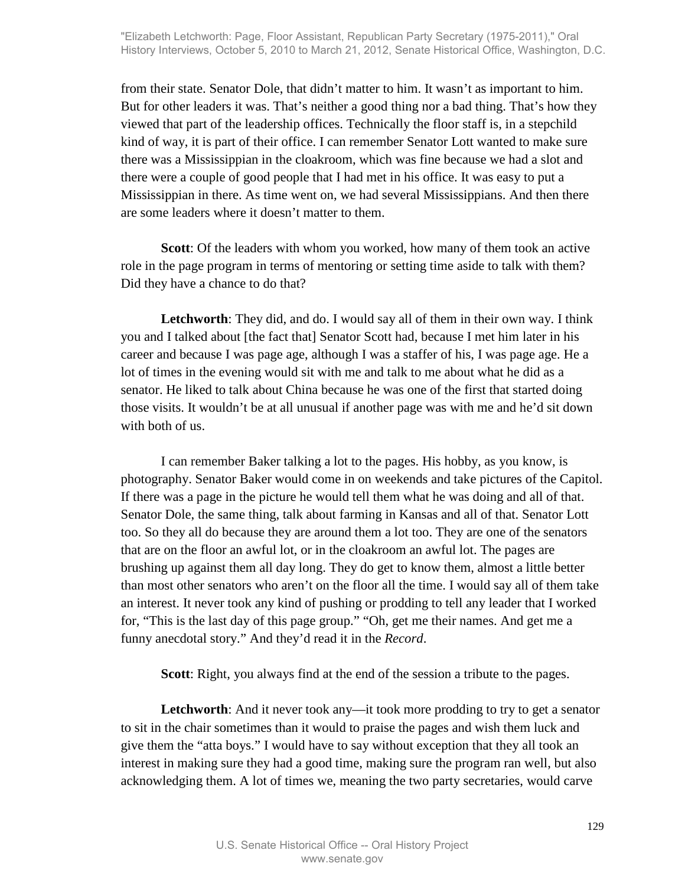from their state. Senator Dole, that didn't matter to him. It wasn't as important to him. But for other leaders it was. That's neither a good thing nor a bad thing. That's how they viewed that part of the leadership offices. Technically the floor staff is, in a stepchild kind of way, it is part of their office. I can remember Senator Lott wanted to make sure there was a Mississippian in the cloakroom, which was fine because we had a slot and there were a couple of good people that I had met in his office. It was easy to put a Mississippian in there. As time went on, we had several Mississippians. And then there are some leaders where it doesn't matter to them.

**Scott**: Of the leaders with whom you worked, how many of them took an active role in the page program in terms of mentoring or setting time aside to talk with them? Did they have a chance to do that?

**Letchworth**: They did, and do. I would say all of them in their own way. I think you and I talked about [the fact that] Senator Scott had, because I met him later in his career and because I was page age, although I was a staffer of his, I was page age. He a lot of times in the evening would sit with me and talk to me about what he did as a senator. He liked to talk about China because he was one of the first that started doing those visits. It wouldn't be at all unusual if another page was with me and he'd sit down with both of us.

I can remember Baker talking a lot to the pages. His hobby, as you know, is photography. Senator Baker would come in on weekends and take pictures of the Capitol. If there was a page in the picture he would tell them what he was doing and all of that. Senator Dole, the same thing, talk about farming in Kansas and all of that. Senator Lott too. So they all do because they are around them a lot too. They are one of the senators that are on the floor an awful lot, or in the cloakroom an awful lot. The pages are brushing up against them all day long. They do get to know them, almost a little better than most other senators who aren't on the floor all the time. I would say all of them take an interest. It never took any kind of pushing or prodding to tell any leader that I worked for, "This is the last day of this page group." "Oh, get me their names. And get me a funny anecdotal story." And they'd read it in the *Record*.

**Scott**: Right, you always find at the end of the session a tribute to the pages.

**Letchworth**: And it never took any—it took more prodding to try to get a senator to sit in the chair sometimes than it would to praise the pages and wish them luck and give them the "atta boys." I would have to say without exception that they all took an interest in making sure they had a good time, making sure the program ran well, but also acknowledging them. A lot of times we, meaning the two party secretaries, would carve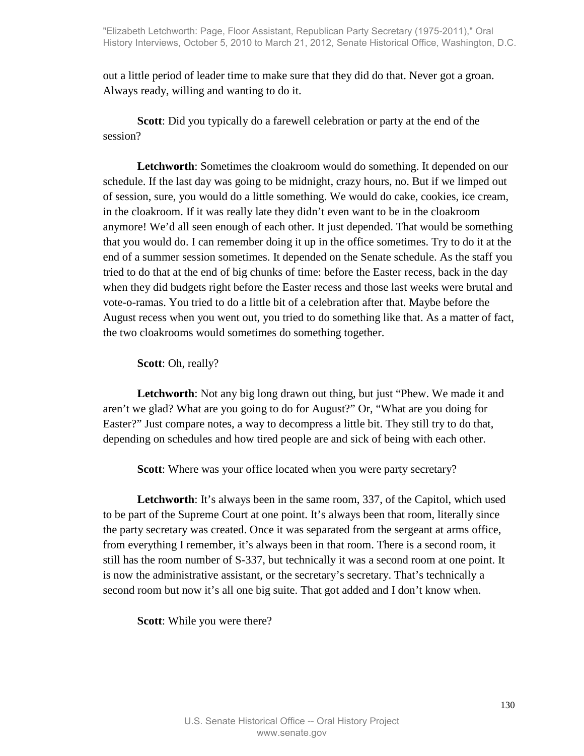out a little period of leader time to make sure that they did do that. Never got a groan. Always ready, willing and wanting to do it.

**Scott**: Did you typically do a farewell celebration or party at the end of the session?

**Letchworth**: Sometimes the cloakroom would do something. It depended on our schedule. If the last day was going to be midnight, crazy hours, no. But if we limped out of session, sure, you would do a little something. We would do cake, cookies, ice cream, in the cloakroom. If it was really late they didn't even want to be in the cloakroom anymore! We'd all seen enough of each other. It just depended. That would be something that you would do. I can remember doing it up in the office sometimes. Try to do it at the end of a summer session sometimes. It depended on the Senate schedule. As the staff you tried to do that at the end of big chunks of time: before the Easter recess, back in the day when they did budgets right before the Easter recess and those last weeks were brutal and vote-o-ramas. You tried to do a little bit of a celebration after that. Maybe before the August recess when you went out, you tried to do something like that. As a matter of fact, the two cloakrooms would sometimes do something together.

**Scott**: Oh, really?

**Letchworth**: Not any big long drawn out thing, but just "Phew. We made it and aren't we glad? What are you going to do for August?" Or, "What are you doing for Easter?" Just compare notes, a way to decompress a little bit. They still try to do that, depending on schedules and how tired people are and sick of being with each other.

**Scott**: Where was your office located when you were party secretary?

**Letchworth**: It's always been in the same room, 337, of the Capitol, which used to be part of the Supreme Court at one point. It's always been that room, literally since the party secretary was created. Once it was separated from the sergeant at arms office, from everything I remember, it's always been in that room. There is a second room, it still has the room number of S-337, but technically it was a second room at one point. It is now the administrative assistant, or the secretary's secretary. That's technically a second room but now it's all one big suite. That got added and I don't know when.

**Scott**: While you were there?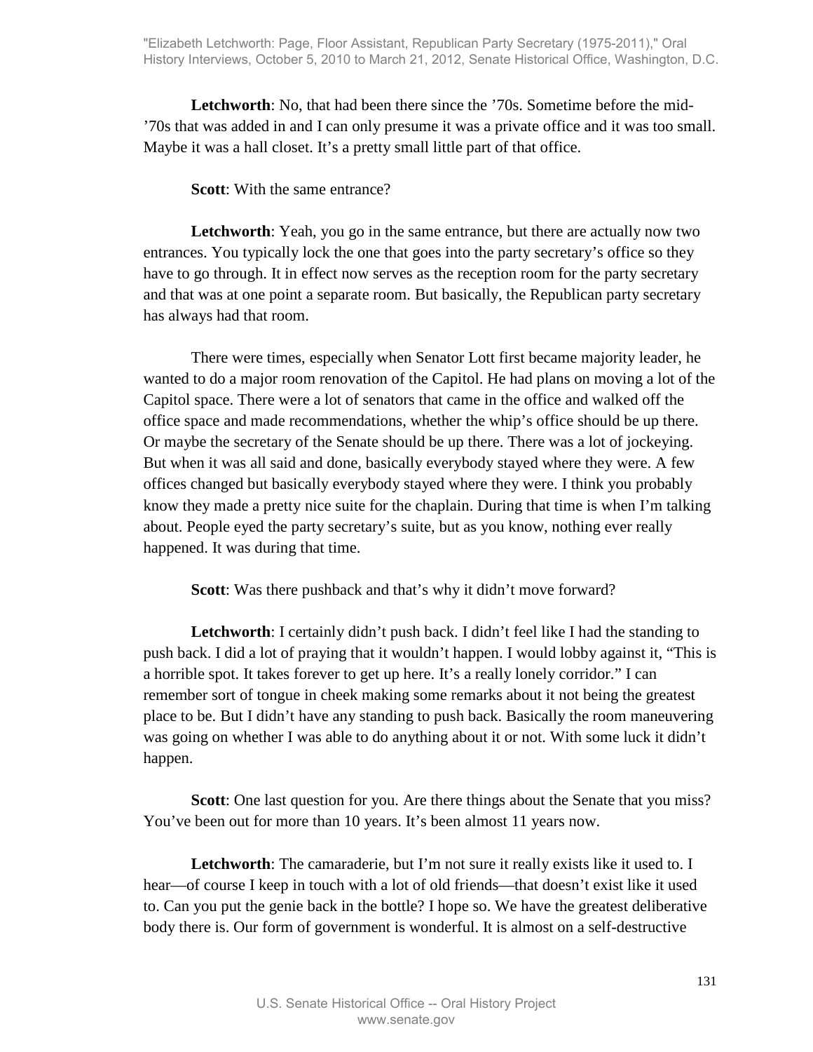**Letchworth**: No, that had been there since the ’70s. Sometime before the mid-’70s that was added in and I can only presume it was a private office and it was too small. Maybe it was a hall closet. It’s a pretty small little part of that office.

**Scott**: With the same entrance?

**Letchworth**: Yeah, you go in the same entrance, but there are actually now two entrances. You typically lock the one that goes into the party secretary’s office so they have to go through. It in effect now serves as the reception room for the party secretary and that was at one point a separate room. But basically, the Republican party secretary has always had that room.

There were times, especially when Senator Lott first became majority leader, he wanted to do a major room renovation of the Capitol. He had plans on moving a lot of the Capitol space. There were a lot of senators that came in the office and walked off the office space and made recommendations, whether the whip’s office should be up there. Or maybe the secretary of the Senate should be up there. There was a lot of jockeying. But when it was all said and done, basically everybody stayed where they were. A few offices changed but basically everybody stayed where they were. I think you probably know they made a pretty nice suite for the chaplain. During that time is when I’m talking about. People eyed the party secretary’s suite, but as you know, nothing ever really happened. It was during that time.

**Scott**: Was there pushback and that’s why it didn’t move forward?

**Letchworth**: I certainly didn’t push back. I didn’t feel like I had the standing to push back. I did a lot of praying that it wouldn’t happen. I would lobby against it, “This is a horrible spot. It takes forever to get up here. It’s a really lonely corridor.” I can remember sort of tongue in cheek making some remarks about it not being the greatest place to be. But I didn’t have any standing to push back. Basically the room maneuvering was going on whether I was able to do anything about it or not. With some luck it didn’t happen.

**Scott**: One last question for you. Are there things about the Senate that you miss? You’ve been out for more than 10 years. It’s been almost 11 years now.

**Letchworth**: The camaraderie, but I’m not sure it really exists like it used to. I hear—of course I keep in touch with a lot of old friends—that doesn’t exist like it used to. Can you put the genie back in the bottle? I hope so. We have the greatest deliberative body there is. Our form of government is wonderful. It is almost on a self-destructive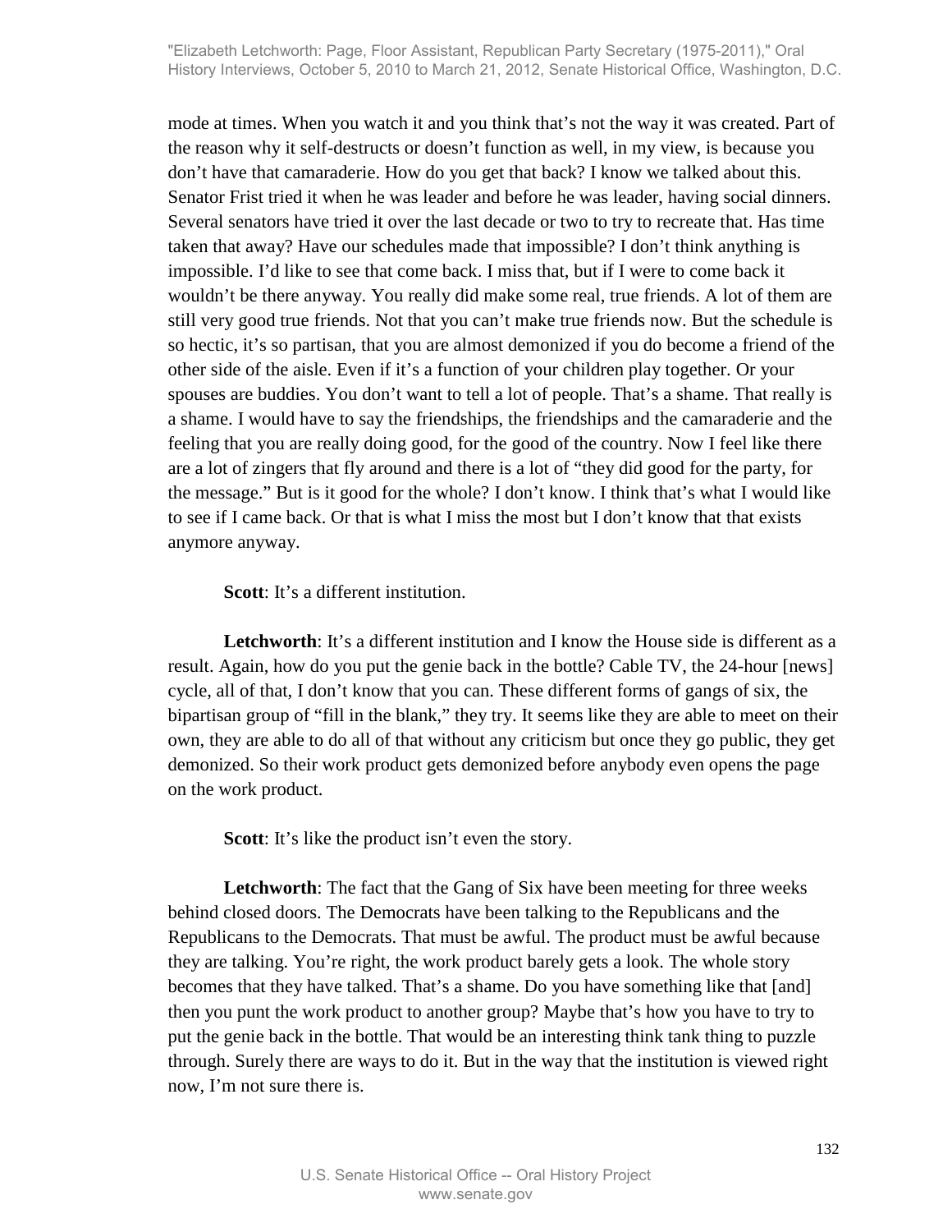mode at times. When you watch it and you think that's not the way it was created. Part of the reason why it self-destructs or doesn't function as well, in my view, is because you don't have that camaraderie. How do you get that back? I know we talked about this. Senator Frist tried it when he was leader and before he was leader, having social dinners. Several senators have tried it over the last decade or two to try to recreate that. Has time taken that away? Have our schedules made that impossible? I don't think anything is impossible. I'd like to see that come back. I miss that, but if I were to come back it wouldn't be there anyway. You really did make some real, true friends. A lot of them are still very good true friends. Not that you can't make true friends now. But the schedule is so hectic, it's so partisan, that you are almost demonized if you do become a friend of the other side of the aisle. Even if it's a function of your children play together. Or your spouses are buddies. You don't want to tell a lot of people. That's a shame. That really is a shame. I would have to say the friendships, the friendships and the camaraderie and the feeling that you are really doing good, for the good of the country. Now I feel like there are a lot of zingers that fly around and there is a lot of "they did good for the party, for the message." But is it good for the whole? I don't know. I think that's what I would like to see if I came back. Or that is what I miss the most but I don't know that that exists anymore anyway.

**Scott**: It's a different institution.

**Letchworth**: It's a different institution and I know the House side is different as a result. Again, how do you put the genie back in the bottle? Cable TV, the 24-hour [news] cycle, all of that, I don't know that you can. These different forms of gangs of six, the bipartisan group of "fill in the blank," they try. It seems like they are able to meet on their own, they are able to do all of that without any criticism but once they go public, they get demonized. So their work product gets demonized before anybody even opens the page on the work product.

**Scott**: It's like the product isn't even the story.

**Letchworth**: The fact that the Gang of Six have been meeting for three weeks behind closed doors. The Democrats have been talking to the Republicans and the Republicans to the Democrats. That must be awful. The product must be awful because they are talking. You're right, the work product barely gets a look. The whole story becomes that they have talked. That's a shame. Do you have something like that [and] then you punt the work product to another group? Maybe that's how you have to try to put the genie back in the bottle. That would be an interesting think tank thing to puzzle through. Surely there are ways to do it. But in the way that the institution is viewed right now, I'm not sure there is.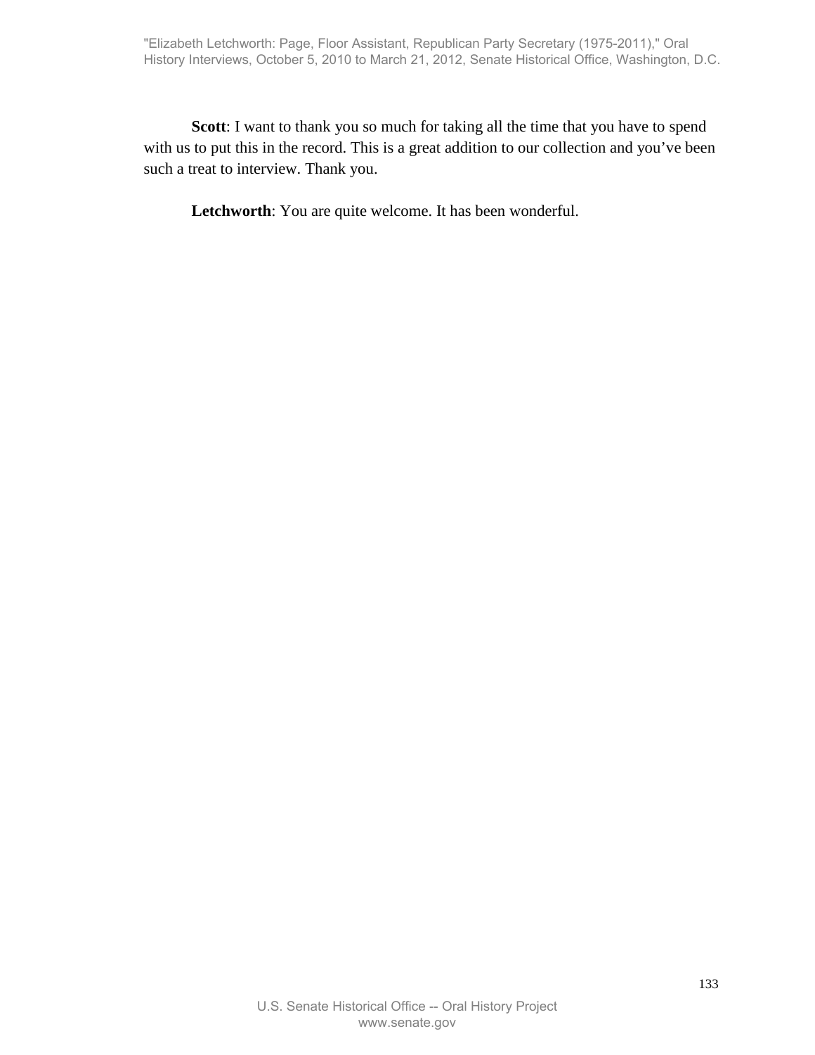**Scott**: I want to thank you so much for taking all the time that you have to spend with us to put this in the record. This is a great addition to our collection and you've been such a treat to interview. Thank you.

**Letchworth**: You are quite welcome. It has been wonderful.